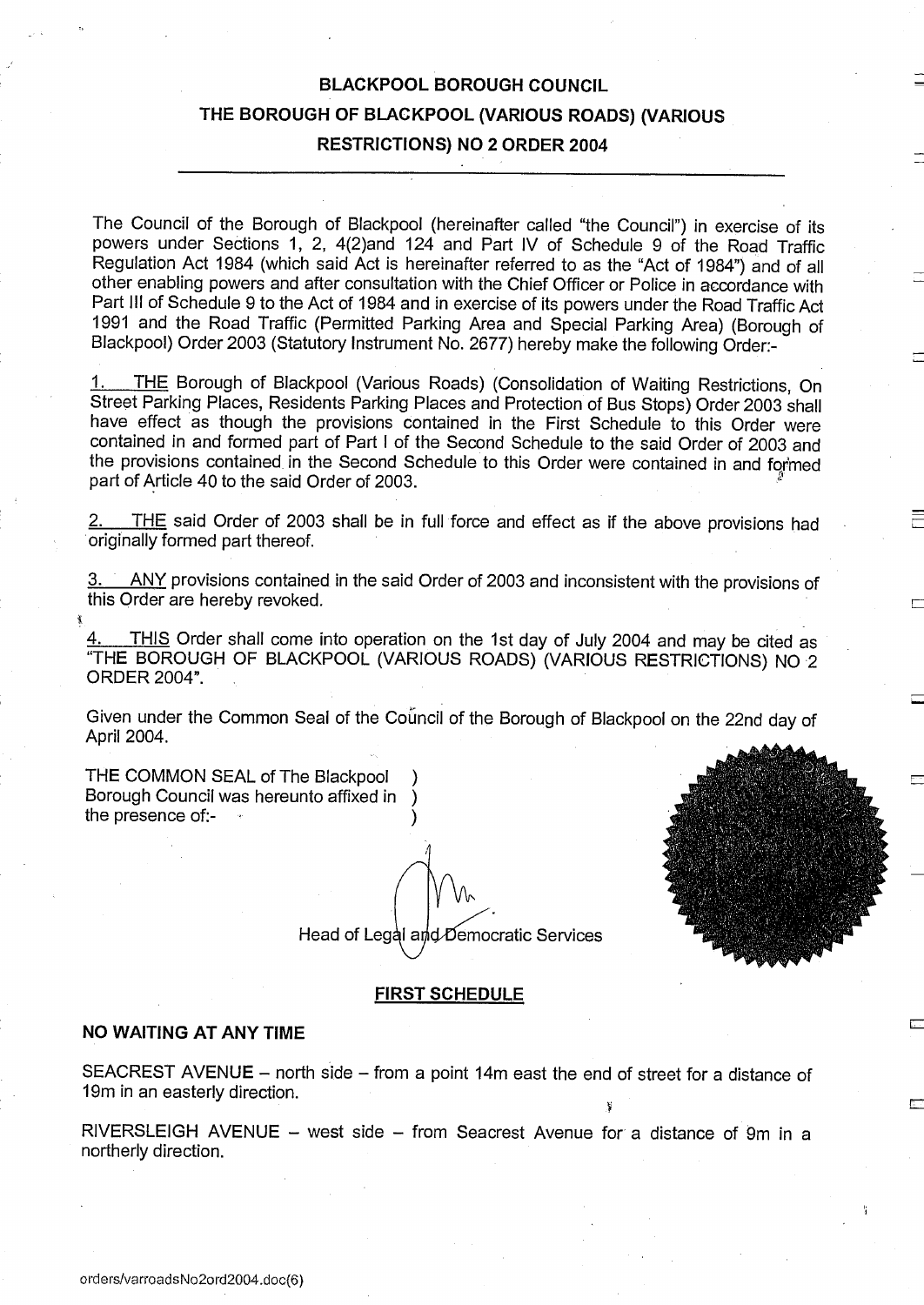# BLACKPOOL BOROUGH COUNCIL

## THE BOROUGH OF BLACKPOOL (VARIOUS ROADS) (VARIOUS RESTRICTIONS) NO 2 ORDER 2004

The Council of the Borough of Blackpool (hereinafter called "the Council") in exercise of its powers under Sections 1, 2, 4(2)and 124 and Part IV of Schedule 9 of the Road Traffic Regulation Act 1984 (which said Act is hereinafter referred to as the "Act of 1984") and of all other enabling powers and after consultation with the Chief Officer or Police in accordance with Part III of Schedule 9 to the Act of 1984 and in exercise of its powers under the Road Traffic Act 1991 and the Road Traffic (Permitted Parking Area and Special Parking Area) (Borough of Blackpool) Order 2003 (Statutory Instrument No. 2677) hereby make the following Order:-

1. THE Borough of Blackpool (Various Roads) (Consolidation of Waiting Restrictions, On Street Parking Places, Residents Parking Places and Protection of Bus Stops) Order 2003 shall have effect as though the provisions contained in the First Schedule to this Order were contained in and formed part of Part I of the Second Schedule to the said Order of 2003 and the provisions contained in the Second Schedule to this Order were contained in and formed part of Article 40 to the said Order of 2003.

2. THE said Order of 2003 shall be in full force and effect as if the above provisions had originally formed part thereof.

3. ANY provisions contained in the said Order of 2003 and inconsistent with the provisions of this Order are hereby revoked.

4. THIS Order shall come into operation on the 1st day of July 2004 and may be cited as "THE BOROUGH OF BLACKPOOL (VARIOUS ROADS) (VARIOUS RESTRICTIONS) NO 2 ORDER 2004".

Given under the Common Seal of the Council of the Borough of Blackpool on the 22nd day of April 2004.

THE COMMON SEAL of The Blackpool Borough Council was hereunto affixed in the presence of:-

Head of Legal and Democratic Services

## FIRST SCHEDULE

### NO WAITING AT ANY TIME

SEACREST AVENUE – north side – from a point 14m east the end of street for a distance of 19m in an easterly direction.

RIVERSLEIGH AVENUE – west side – from Seacrest Avenue for a distance of 9m in a northerly direction.

orders/varroadsNo2ord2004.doc(6)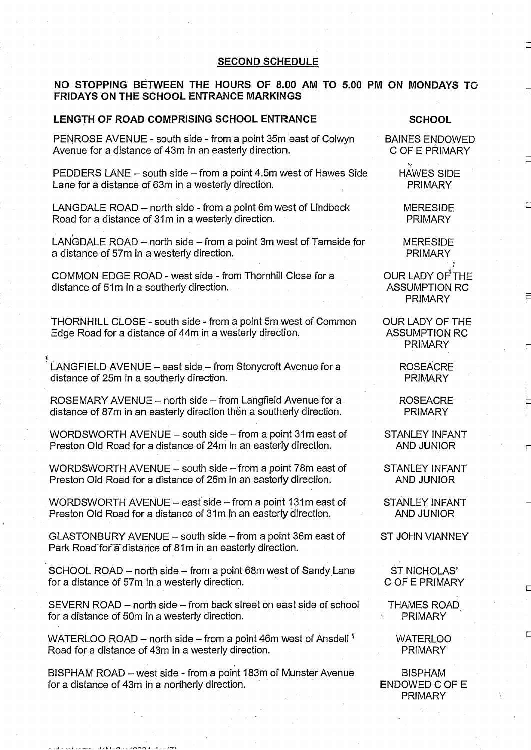## SECOND SCHEDULE

### NO STOPPING BETWEEN THE HOURS OF 8.00 AM TO 5.00 PM ON MONDAYS TO FRIDAYS ON THE SCHOOL ENTRANCE MARKINGS

| LENGTH OF ROAD COMPRISING SCHOOL ENTRANCE | SCHOOL |
|---|---|
| PENROSE AVENUE - south side - from a point 35m east of Colwyn Avenue for a distance of 43m in an easterly direction. | BAINES ENDOWED C OF E PRIMARY |
| PEDDERS LANE – south side – from a point 4.5m west of Hawes Side Lane for a distance of 63m in a westerly direction. | HAWES SIDE PRIMARY |
| LANGDALE ROAD – north side - from a point 6m west of Lindbeck Road for a distance of 31m in a westerly direction. | MERESIDE PRIMARY |
| LANGDALE ROAD – north side – from a point 3m west of Tarnside for a distance of 57m in a westerly direction. | MERESIDE PRIMARY |
| COMMON EDGE ROAD - west side - from Thornhill Close for a distance of 51m in a southerly direction. | OUR LADY OF THE ASSUMPTION RC PRIMARY |
| THORNHILL CLOSE - south side - from a point 5m west of Common Edge Road for a distance of 44m in a westerly direction. | OUR LADY OF THE ASSUMPTION RC PRIMARY |
| LANGFIELD AVENUE – east side – from Stonycroft Avenue for a distance of 25m in a southerly direction. | ROSEACRE PRIMARY |
| ROSEMARY AVENUE – north side – from Langfield Avenue for a distance of 87m in an easterly direction then a southerly direction. | ROSEACRE PRIMARY |
| WORDSWORTH AVENUE – south side – from a point 31m east of Preston Old Road for a distance of 24m in an easterly direction. | STANLEY INFANT AND JUNIOR |
| WORDSWORTH AVENUE – south side – from a point 78m east of Preston Old Road for a distance of 25m in an easterly direction. | STANLEY INFANT AND JUNIOR |
| WORDSWORTH AVENUE – east side – from a point 131m east of Preston Old Road for a distance of 31m in an easterly direction. | STANLEY INFANT AND JUNIOR |
| GLASTONBURY AVENUE – south side – from a point 36m east of Park Road for a distance of 81m in an easterly direction. | ST JOHN VIANNEY |
| SCHOOL ROAD – north side – from a point 68m west of Sandy Lane for a distance of 57m in a westerly direction. | ST NICHOLAS' C OF E PRIMARY |
| SEVERN ROAD – north side – from back street on east side of school for a distance of 50m in a westerly direction. | THAMES ROAD PRIMARY |
| WATERLOO ROAD – north side – from a point 46m west of Ansdell Road for a distance of 43m in a westerly direction. | WATERLOO PRIMARY |
| BISPHAM ROAD – west side - from a point 183m of Munster Avenue for a distance of 43m in a northerly direction. | BISPHAM ENDOWED C OF E PRIMARY |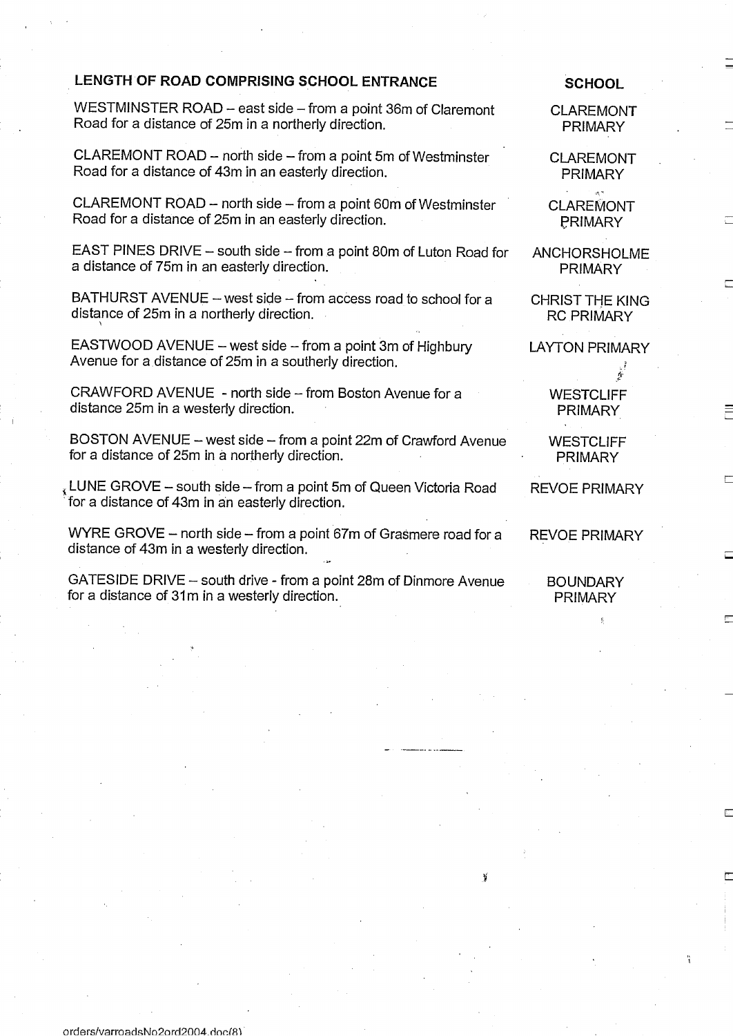| LENGTH OF ROAD COMPRISING SCHOOL ENTRANCE | SCHOOL |
| --- | --- |
| WESTMINSTER ROAD – east side – from a point 36m of Claremont Road for a distance of 25m in a northerly direction. | CLAREMONT PRIMARY |
| CLAREMONT ROAD – north side – from a point 5m of Westminster Road for a distance of 43m in an easterly direction. | CLAREMONT PRIMARY |
| CLAREMONT ROAD – north side – from a point 60m of Westminster Road for a distance of 25m in an easterly direction. | CLAREMONT PRIMARY |
| EAST PINES DRIVE – south side – from a point 80m of Luton Road for a distance of 75m in an easterly direction. | ANCHORSHOLME PRIMARY |
| BATHURST AVENUE – west side – from access road to school for a distance of 25m in a northerly direction. | CHRIST THE KING RC PRIMARY |
| EASTWOOD AVENUE – west side – from a point 3m of Highbury Avenue for a distance of 25m in a southerly direction. | LAYTON PRIMARY |
| CRAWFORD AVENUE - north side – from Boston Avenue for a distance 25m in a westerly direction. | WESTCLIFF PRIMARY |
| BOSTON AVENUE – west side – from a point 22m of Crawford Avenue for a distance of 25m in a northerly direction. | WESTCLIFF PRIMARY |
| LUNE GROVE – south side – from a point 5m of Queen Victoria Road for a distance of 43m in an easterly direction. | REVOE PRIMARY |
| WYRE GROVE – north side – from a point 67m of Grasmere road for a distance of 43m in a westerly direction. | REVOE PRIMARY |
| GATESIDE DRIVE – south drive - from a point 28m of Dinmore Avenue for a distance of 31m in a westerly direction. | BOUNDARY PRIMARY |

orders/varroadsNo2ord2004.doc(8)